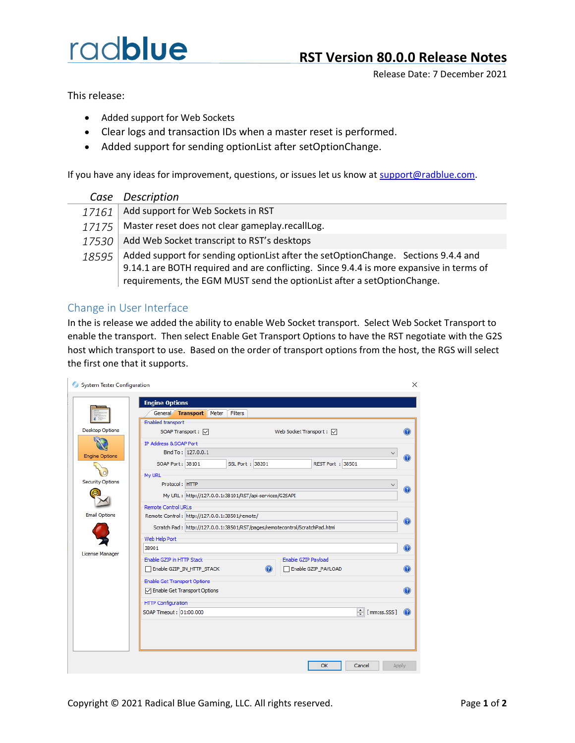# RST Version 80.0.0 Release Notes

Release Date: 7 December 2021

This release:

- Added support for Web Sockets
- Clear logs and transaction IDs when a master reset is performed.
- Added support for sending optionList after setOptionChange.

If you have any ideas for improvement, questions, or issues let us know at support@radblue.com.

| *Case* | *Description* |
|---|---|
| *17161* | Add support for Web Sockets in RST |
| *17175* | Master reset does not clear gameplay.recallLog. |
| *17530* | Add Web Socket transcript to RST's desktops |
| *18595* | Added support for sending optionList after the setOptionChange. Sections 9.4.4 and 9.14.1 are BOTH required and are conflicting. Since 9.4.4 is more expansive in terms of requirements, the EGM MUST send the optionList after a setOptionChange. |

## Change in User Interface

In the is release we added the ability to enable Web Socket transport. Select Web Socket Transport to enable the transport. Then select Enable Get Transport Options to have the RST negotiate with the G2S host which transport to use. Based on the order of transport options from the host, the RGS will select the first one that it supports.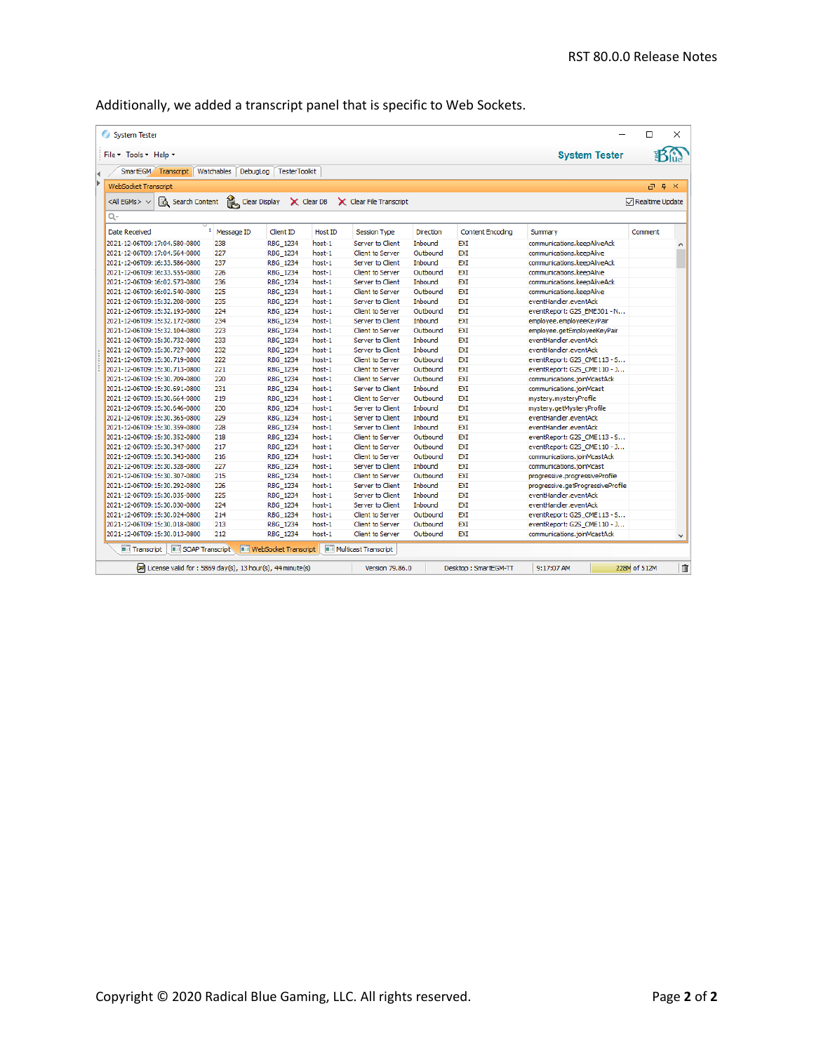Additionally, we added a transcript panel that is specific to Web Sockets.

System Tester

File ▾ Tools ▾ Help ▾ System Tester

SmartEGM | Transcript | Watchables | DebugLog | TesterToolkit

WebSocket Transcript

<All EGMs> | Search Content | Clear Display | Clear DB | Clear File Transcript | Realtime Update

| Date Received | Message ID | Client ID | Host ID | Session Type | Direction | Content Encoding | Summary | Comment |
|---|---|---|---|---|---|---|---|---|
| 2021-12-06T09:17:04.580-0800 | 238 | RBG_1234 | host-1 | Server to Client | Inbound | EXI | communications.keepAliveAck | |
| 2021-12-06T09:17:04.564-0800 | 227 | RBG_1234 | host-1 | Client to Server | Outbound | EXI | communications.keepAlive | |
| 2021-12-06T09:16:33.586-0800 | 237 | RBG_1234 | host-1 | Server to Client | Inbound | EXI | communications.keepAliveAck | |
| 2021-12-06T09:16:33.555-0800 | 226 | RBG_1234 | host-1 | Client to Server | Outbound | EXI | communications.keepAlive | |
| 2021-12-06T09:16:02.573-0800 | 236 | RBG_1234 | host-1 | Server to Client | Inbound | EXI | communications.keepAliveAck | |
| 2021-12-06T09:16:02.540-0800 | 225 | RBG_1234 | host-1 | Client to Server | Outbound | EXI | communications.keepAlive | |
| 2021-12-06T09:15:32.208-0800 | 235 | RBG_1234 | host-1 | Server to Client | Inbound | EXI | eventHandler.eventAck | |
| 2021-12-06T09:15:32.193-0800 | 224 | RBG_1234 | host-1 | Client to Server | Outbound | EXI | eventReport: G2S_EME301 - N... | |
| 2021-12-06T09:15:32.172-0800 | 234 | RBG_1234 | host-1 | Server to Client | Inbound | EXI | employee.employeeKeyPair | |
| 2021-12-06T09:15:32.104-0800 | 223 | RBG_1234 | host-1 | Client to Server | Outbound | EXI | employee.getEmployeeKeyPair | |
| 2021-12-06T09:15:30.732-0800 | 233 | RBG_1234 | host-1 | Server to Client | Inbound | EXI | eventHandler.eventAck | |
| 2021-12-06T09:15:30.727-0800 | 232 | RBG_1234 | host-1 | Server to Client | Inbound | EXI | eventHandler.eventAck | |
| 2021-12-06T09:15:30.719-0800 | 222 | RBG_1234 | host-1 | Client to Server | Outbound | EXI | eventReport: G2S_CME113 - S... | |
| 2021-12-06T09:15:30.713-0800 | 221 | RBG_1234 | host-1 | Client to Server | Outbound | EXI | eventReport: G2S_CME110 - J... | |
| 2021-12-06T09:15:30.709-0800 | 220 | RBG_1234 | host-1 | Client to Server | Outbound | EXI | communications.joinMcastAck | |
| 2021-12-06T09:15:30.691-0800 | 231 | RBG_1234 | host-1 | Server to Client | Inbound | EXI | communications.joinMcast | |
| 2021-12-06T09:15:30.664-0800 | 219 | RBG_1234 | host-1 | Client to Server | Outbound | EXI | mystery.mysteryProfile | |
| 2021-12-06T09:15:30.646-0800 | 230 | RBG_1234 | host-1 | Server to Client | Inbound | EXI | mystery.getMysteryProfile | |
| 2021-12-06T09:15:30.365-0800 | 229 | RBG_1234 | host-1 | Server to Client | Inbound | EXI | eventHandler.eventAck | |
| 2021-12-06T09:15:30.359-0800 | 228 | RBG_1234 | host-1 | Server to Client | Inbound | EXI | eventHandler.eventAck | |
| 2021-12-06T09:15:30.352-0800 | 218 | RBG_1234 | host-1 | Client to Server | Outbound | EXI | eventReport: G2S_CME113 - S... | |
| 2021-12-06T09:15:30.347-0800 | 217 | RBG_1234 | host-1 | Client to Server | Outbound | EXI | eventReport: G2S_CME110 - J... | |
| 2021-12-06T09:15:30.343-0800 | 216 | RBG_1234 | host-1 | Client to Server | Outbound | EXI | communications.joinMcastAck | |
| 2021-12-06T09:15:30.328-0800 | 227 | RBG_1234 | host-1 | Server to Client | Inbound | EXI | communications.joinMcast | |
| 2021-12-06T09:15:30.307-0800 | 215 | RBG_1234 | host-1 | Client to Server | Outbound | EXI | progressive.progressiveProfile | |
| 2021-12-06T09:15:30.292-0800 | 226 | RBG_1234 | host-1 | Server to Client | Inbound | EXI | progressive.getProgressiveProfile | |
| 2021-12-06T09:15:30.035-0800 | 225 | RBG_1234 | host-1 | Server to Client | Inbound | EXI | eventHandler.eventAck | |
| 2021-12-06T09:15:30.030-0800 | 224 | RBG_1234 | host-1 | Server to Client | Inbound | EXI | eventHandler.eventAck | |
| 2021-12-06T09:15:30.024-0800 | 214 | RBG_1234 | host-1 | Client to Server | Outbound | EXI | eventReport: G2S_CME113 - S... | |
| 2021-12-06T09:15:30.018-0800 | 213 | RBG_1234 | host-1 | Client to Server | Outbound | EXI | eventReport: G2S_CME110 - J... | |
| 2021-12-06T09:15:30.013-0800 | 212 | RBG_1234 | host-1 | Client to Server | Outbound | EXI | communications.joinMcastAck | |

Transcript | SOAP Transcript | WebSocket Transcript | Multicast Transcript

License valid for : 5869 day(s), 13 hour(s), 44 minute(s) | Version 79.86.0 | Desktop : SmartEGM-TT | 9:17:07 AM | 228M of 512M

Copyright © 2020 Radical Blue Gaming, LLC. All rights reserved.